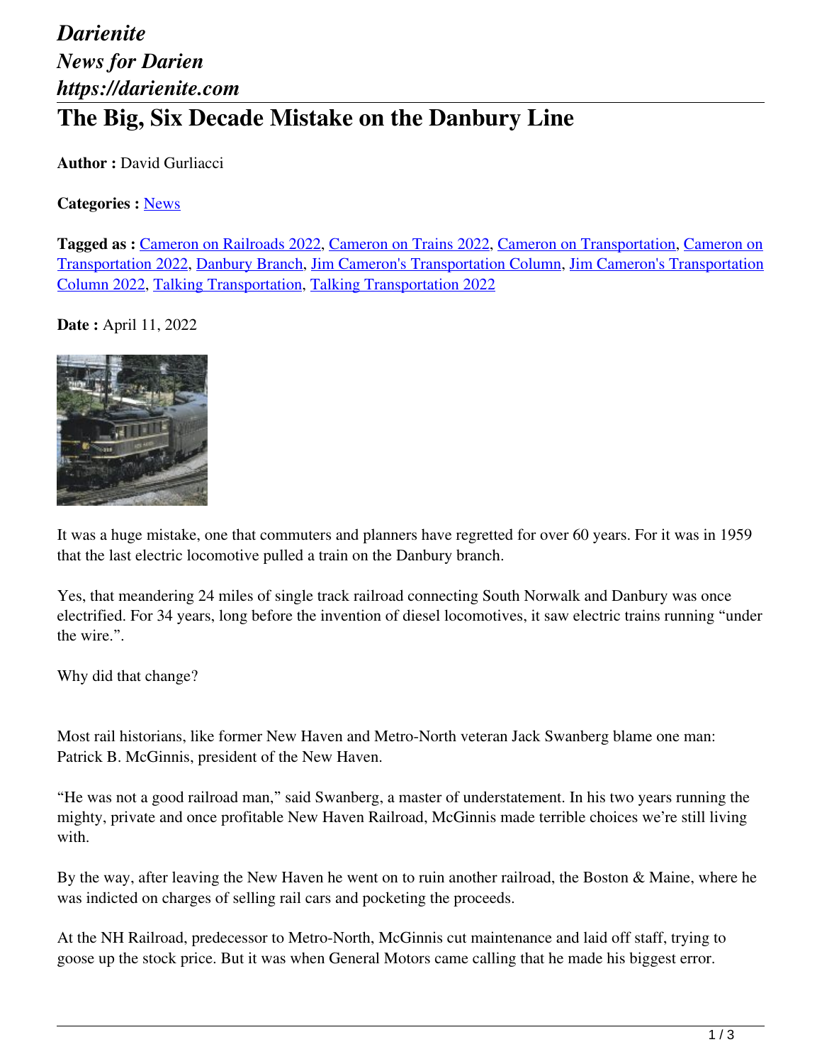*Darienite*
*News for Darien*
*https://darienite.com*

# The Big, Six Decade Mistake on the Danbury Line

**Author :** David Gurliacci

**Categories :** News

**Tagged as :** Cameron on Railroads 2022, Cameron on Trains 2022, Cameron on Transportation, Cameron on Transportation 2022, Danbury Branch, Jim Cameron's Transportation Column, Jim Cameron's Transportation Column 2022, Talking Transportation, Talking Transportation 2022

**Date :** April 11, 2022

It was a huge mistake, one that commuters and planners have regretted for over 60 years. For it was in 1959 that the last electric locomotive pulled a train on the Danbury branch.

Yes, that meandering 24 miles of single track railroad connecting South Norwalk and Danbury was once electrified. For 34 years, long before the invention of diesel locomotives, it saw electric trains running "under the wire.".

Why did that change?

Most rail historians, like former New Haven and Metro-North veteran Jack Swanberg blame one man: Patrick B. McGinnis, president of the New Haven.

"He was not a good railroad man," said Swanberg, a master of understatement. In his two years running the mighty, private and once profitable New Haven Railroad, McGinnis made terrible choices we're still living with.

By the way, after leaving the New Haven he went on to ruin another railroad, the Boston & Maine, where he was indicted on charges of selling rail cars and pocketing the proceeds.

At the NH Railroad, predecessor to Metro-North, McGinnis cut maintenance and laid off staff, trying to goose up the stock price. But it was when General Motors came calling that he made his biggest error.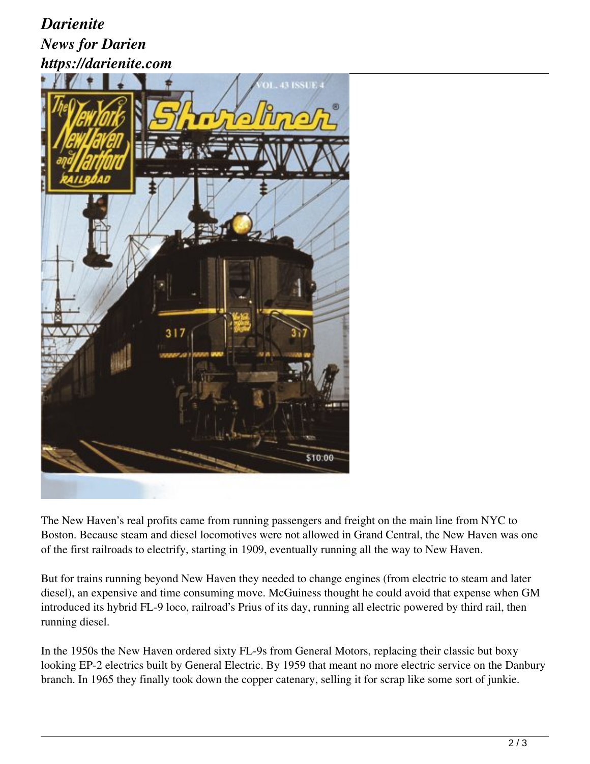The New Haven's real profits came from running passengers and freight on the main line from NYC to Boston. Because steam and diesel locomotives were not allowed in Grand Central, the New Haven was one of the first railroads to electrify, starting in 1909, eventually running all the way to New Haven.

But for trains running beyond New Haven they needed to change engines (from electric to steam and later diesel), an expensive and time consuming move. McGuiness thought he could avoid that expense when GM introduced its hybrid FL-9 loco, railroad's Prius of its day, running all electric powered by third rail, then running diesel.

In the 1950s the New Haven ordered sixty FL-9s from General Motors, replacing their classic but boxy looking EP-2 electrics built by General Electric. By 1959 that meant no more electric service on the Danbury branch. In 1965 they finally took down the copper catenary, selling it for scrap like some sort of junkie.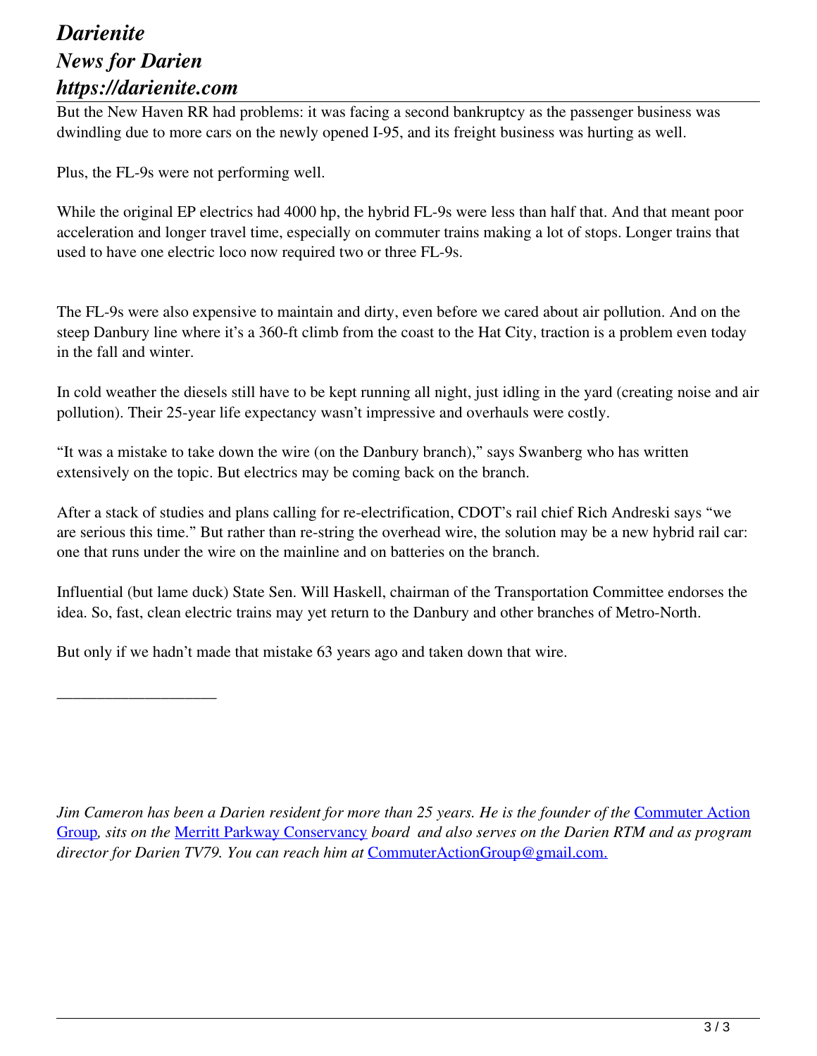But the New Haven RR had problems: it was facing a second bankruptcy as the passenger business was dwindling due to more cars on the newly opened I-95, and its freight business was hurting as well.

Plus, the FL-9s were not performing well.

While the original EP electrics had 4000 hp, the hybrid FL-9s were less than half that. And that meant poor acceleration and longer travel time, especially on commuter trains making a lot of stops. Longer trains that used to have one electric loco now required two or three FL-9s.

The FL-9s were also expensive to maintain and dirty, even before we cared about air pollution. And on the steep Danbury line where it's a 360-ft climb from the coast to the Hat City, traction is a problem even today in the fall and winter.

In cold weather the diesels still have to be kept running all night, just idling in the yard (creating noise and air pollution). Their 25-year life expectancy wasn't impressive and overhauls were costly.

"It was a mistake to take down the wire (on the Danbury branch)," says Swanberg who has written extensively on the topic. But electrics may be coming back on the branch.

After a stack of studies and plans calling for re-electrification, CDOT's rail chief Rich Andreski says "we are serious this time." But rather than re-string the overhead wire, the solution may be a new hybrid rail car: one that runs under the wire on the mainline and on batteries on the branch.

Influential (but lame duck) State Sen. Will Haskell, chairman of the Transportation Committee endorses the idea. So, fast, clean electric trains may yet return to the Danbury and other branches of Metro-North.

But only if we hadn't made that mistake 63 years ago and taken down that wire.

---

*Jim Cameron has been a Darien resident for more than 25 years. He is the founder of the [Commuter Action Group](), sits on the [Merritt Parkway Conservancy]() board and also serves on the Darien RTM and as program director for Darien TV79. You can reach him at [CommuterActionGroup@gmail.com.]()*